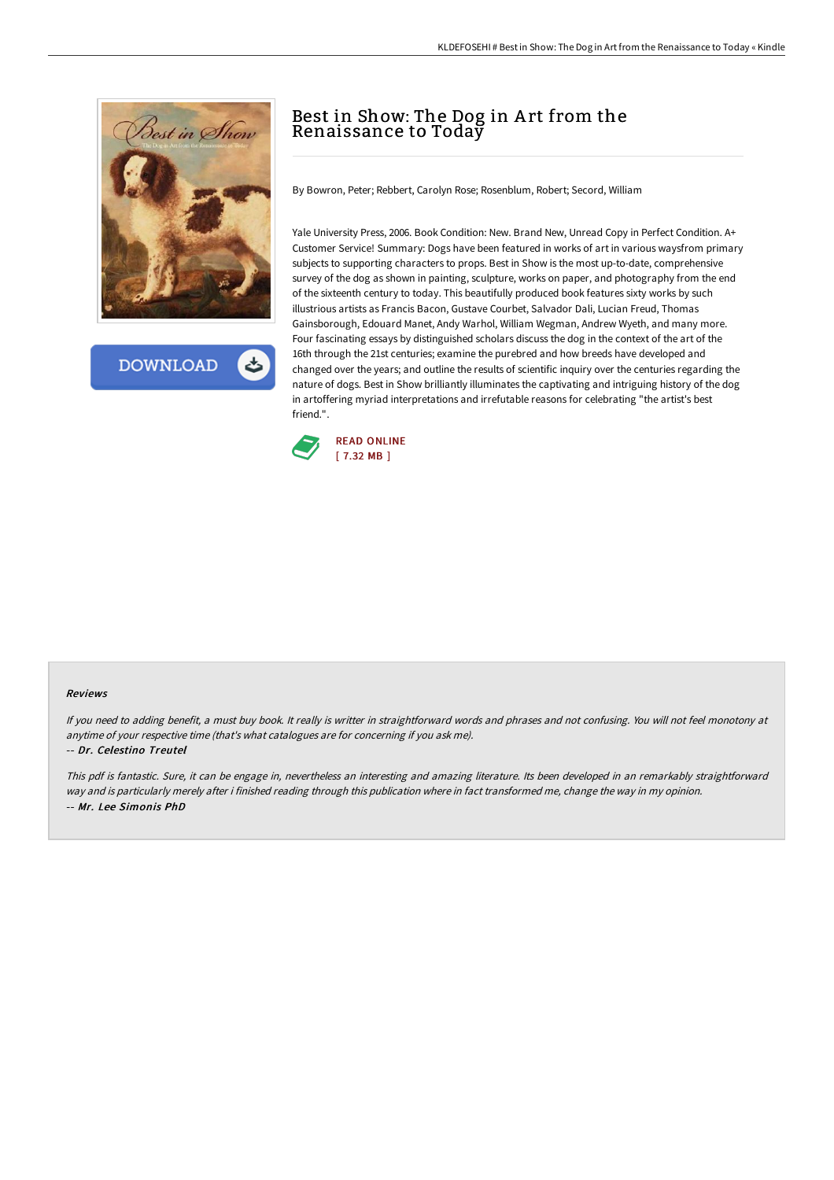# Best in Show: The Dog in Art from the Renaissance to Today

By Bowron, Peter; Rebbert, Carolyn Rose; Rosenblum, Robert; Secord, William

Yale University Press, 2006. Book Condition: New. Brand New, Unread Copy in Perfect Condition. A+ Customer Service! Summary: Dogs have been featured in works of art in various waysfrom primary subjects to supporting characters to props. Best in Show is the most up-to-date, comprehensive survey of the dog as shown in painting, sculpture, works on paper, and photography from the end of the sixteenth century to today. This beautifully produced book features sixty works by such illustrious artists as Francis Bacon, Gustave Courbet, Salvador Dali, Lucian Freud, Thomas Gainsborough, Edouard Manet, Andy Warhol, William Wegman, Andrew Wyeth, and many more. Four fascinating essays by distinguished scholars discuss the dog in the context of the art of the 16th through the 21st centuries; examine the purebred and how breeds have developed and changed over the years; and outline the results of scientific inquiry over the centuries regarding the nature of dogs. Best in Show brilliantly illuminates the captivating and intriguing history of the dog in artoffering myriad interpretations and irrefutable reasons for celebrating "the artist's best friend.".

DOWNLOAD

READ ONLINE
[ 7.32 MB ]

#### Reviews

*If you need to adding benefit, a must buy book. It really is writter in straightforward words and phrases and not confusing. You will not feel monotony at anytime of your respective time (that's what catalogues are for concerning if you ask me).*

*-- Dr. Celestino Treutel*

*This pdf is fantastic. Sure, it can be engage in, nevertheless an interesting and amazing literature. Its been developed in an remarkably straightforward way and is particularly merely after i finished reading through this publication where in fact transformed me, change the way in my opinion.*

*-- Mr. Lee Simonis PhD*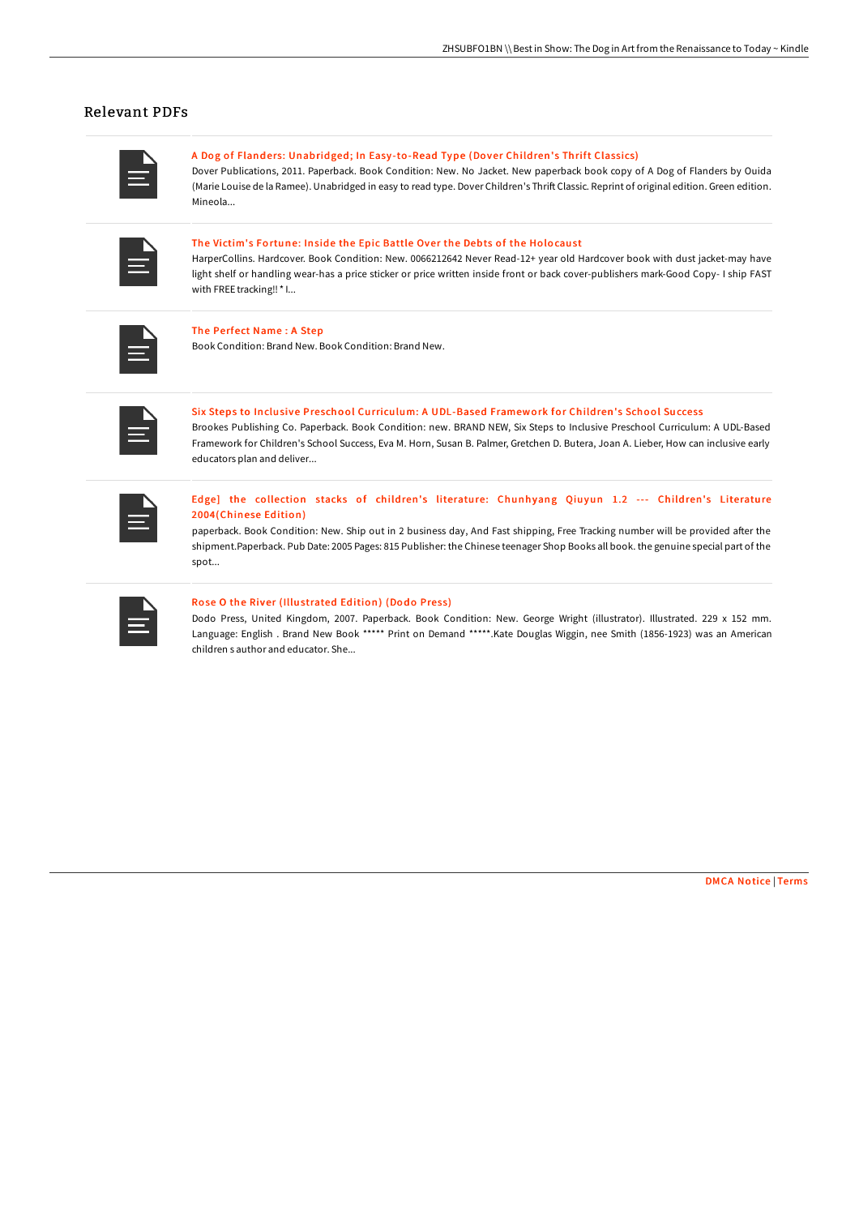## Relevant PDFs

**A Dog of Flanders: Unabridged; In Easy-to-Read Type (Dover Children's Thrift Classics)**

Dover Publications, 2011. Paperback. Book Condition: New. No Jacket. New paperback book copy of A Dog of Flanders by Ouida (Marie Louise de la Ramee). Unabridged in easy to read type. Dover Children's Thrift Classic. Reprint of original edition. Green edition. Mineola...

**The Victim's Fortune: Inside the Epic Battle Over the Debts of the Holocaust**

HarperCollins. Hardcover. Book Condition: New. 0066212642 Never Read-12+ year old Hardcover book with dust jacket-may have light shelf or handling wear-has a price sticker or price written inside front or back cover-publishers mark-Good Copy- I ship FAST with FREE tracking!! * I...

**The Perfect Name : A Step**

Book Condition: Brand New. Book Condition: Brand New.

**Six Steps to Inclusive Preschool Curriculum: A UDL-Based Framework for Children's School Success**

Brookes Publishing Co. Paperback. Book Condition: new. BRAND NEW, Six Steps to Inclusive Preschool Curriculum: A UDL-Based Framework for Children's School Success, Eva M. Horn, Susan B. Palmer, Gretchen D. Butera, Joan A. Lieber, How can inclusive early educators plan and deliver...

**Edge] the collection stacks of children's literature: Chunhyang Qiuyun 1.2 --- Children's Literature 2004(Chinese Edition)**

paperback. Book Condition: New. Ship out in 2 business day, And Fast shipping, Free Tracking number will be provided after the shipment.Paperback. Pub Date: 2005 Pages: 815 Publisher: the Chinese teenager Shop Books all book. the genuine special part of the spot...

**Rose O the River (Illustrated Edition) (Dodo Press)**

Dodo Press, United Kingdom, 2007. Paperback. Book Condition: New. George Wright (illustrator). Illustrated. 229 x 152 mm. Language: English . Brand New Book ***** Print on Demand *****.Kate Douglas Wiggin, nee Smith (1856-1923) was an American children s author and educator. She...

DMCA Notice | Terms